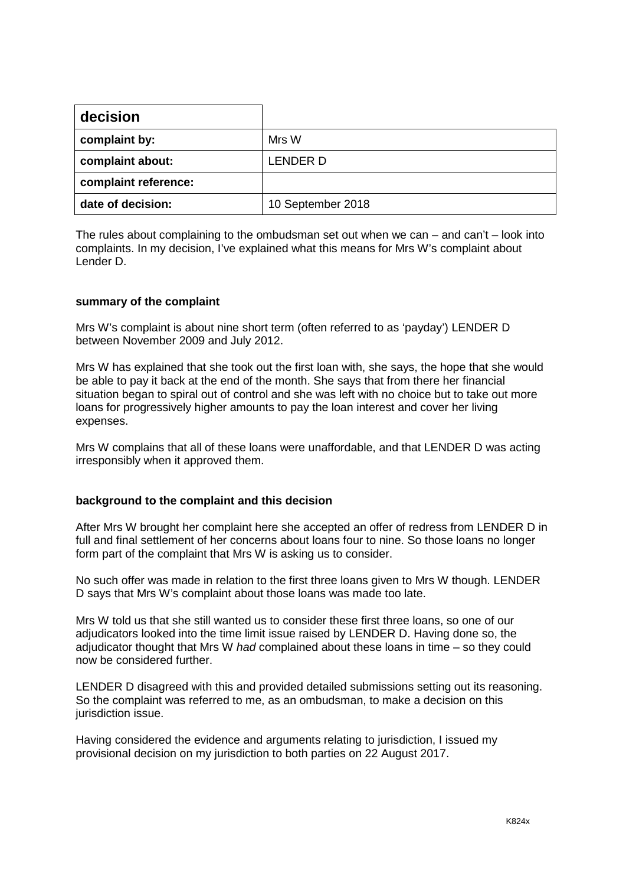| decision | |
|---|---|
| complaint by: | Mrs W |
| complaint about: | LENDER D |
| complaint reference: | |
| date of decision: | 10 September 2018 |

The rules about complaining to the ombudsman set out when we can – and can't – look into complaints. In my decision, I've explained what this means for Mrs W's complaint about Lender D.

**summary of the complaint**

Mrs W's complaint is about nine short term (often referred to as 'payday') LENDER D between November 2009 and July 2012.

Mrs W has explained that she took out the first loan with, she says, the hope that she would be able to pay it back at the end of the month. She says that from there her financial situation began to spiral out of control and she was left with no choice but to take out more loans for progressively higher amounts to pay the loan interest and cover her living expenses.

Mrs W complains that all of these loans were unaffordable, and that LENDER D was acting irresponsibly when it approved them.

**background to the complaint and this decision**

After Mrs W brought her complaint here she accepted an offer of redress from LENDER D in full and final settlement of her concerns about loans four to nine. So those loans no longer form part of the complaint that Mrs W is asking us to consider.

No such offer was made in relation to the first three loans given to Mrs W though. LENDER D says that Mrs W's complaint about those loans was made too late.

Mrs W told us that she still wanted us to consider these first three loans, so one of our adjudicators looked into the time limit issue raised by LENDER D. Having done so, the adjudicator thought that Mrs W *had* complained about these loans in time – so they could now be considered further.

LENDER D disagreed with this and provided detailed submissions setting out its reasoning. So the complaint was referred to me, as an ombudsman, to make a decision on this jurisdiction issue.

Having considered the evidence and arguments relating to jurisdiction, I issued my provisional decision on my jurisdiction to both parties on 22 August 2017.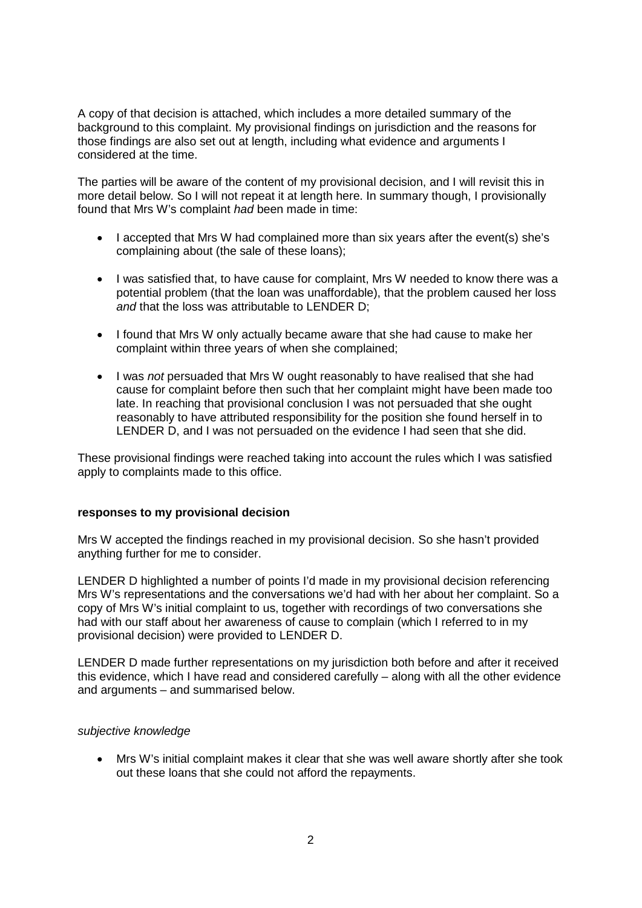A copy of that decision is attached, which includes a more detailed summary of the background to this complaint. My provisional findings on jurisdiction and the reasons for those findings are also set out at length, including what evidence and arguments I considered at the time.

The parties will be aware of the content of my provisional decision, and I will revisit this in more detail below. So I will not repeat it at length here. In summary though, I provisionally found that Mrs W's complaint *had* been made in time:

- I accepted that Mrs W had complained more than six years after the event(s) she's complaining about (the sale of these loans);
- I was satisfied that, to have cause for complaint, Mrs W needed to know there was a potential problem (that the loan was unaffordable), that the problem caused her loss *and* that the loss was attributable to LENDER D;
- I found that Mrs W only actually became aware that she had cause to make her complaint within three years of when she complained;
- I was *not* persuaded that Mrs W ought reasonably to have realised that she had cause for complaint before then such that her complaint might have been made too late. In reaching that provisional conclusion I was not persuaded that she ought reasonably to have attributed responsibility for the position she found herself in to LENDER D, and I was not persuaded on the evidence I had seen that she did.

These provisional findings were reached taking into account the rules which I was satisfied apply to complaints made to this office.

**responses to my provisional decision**

Mrs W accepted the findings reached in my provisional decision. So she hasn't provided anything further for me to consider.

LENDER D highlighted a number of points I'd made in my provisional decision referencing Mrs W's representations and the conversations we'd had with her about her complaint. So a copy of Mrs W's initial complaint to us, together with recordings of two conversations she had with our staff about her awareness of cause to complain (which I referred to in my provisional decision) were provided to LENDER D.

LENDER D made further representations on my jurisdiction both before and after it received this evidence, which I have read and considered carefully – along with all the other evidence and arguments – and summarised below.

*subjective knowledge*

- Mrs W's initial complaint makes it clear that she was well aware shortly after she took out these loans that she could not afford the repayments.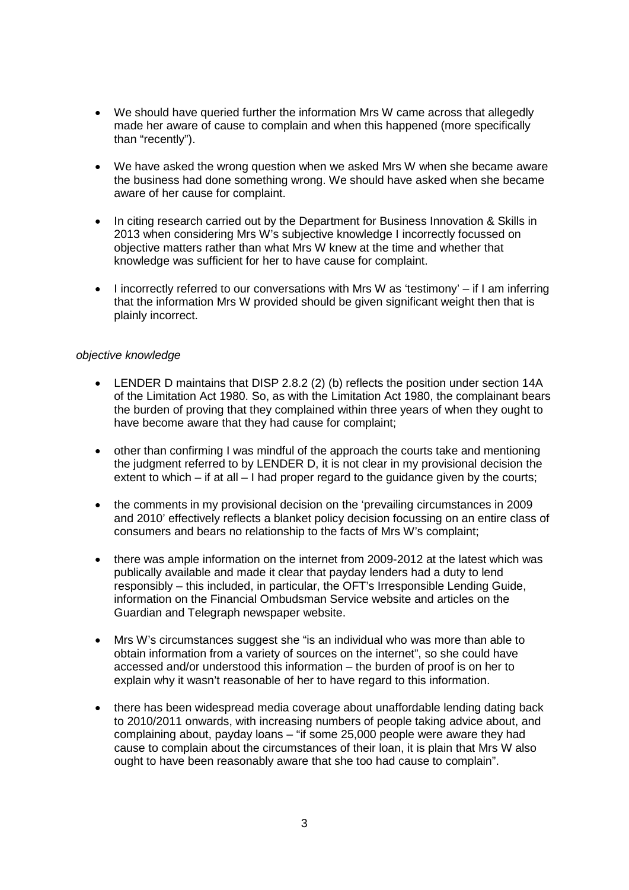- We should have queried further the information Mrs W came across that allegedly made her aware of cause to complain and when this happened (more specifically than "recently").

- We have asked the wrong question when we asked Mrs W when she became aware the business had done something wrong. We should have asked when she became aware of her cause for complaint.

- In citing research carried out by the Department for Business Innovation & Skills in 2013 when considering Mrs W's subjective knowledge I incorrectly focussed on objective matters rather than what Mrs W knew at the time and whether that knowledge was sufficient for her to have cause for complaint.

- I incorrectly referred to our conversations with Mrs W as 'testimony' – if I am inferring that the information Mrs W provided should be given significant weight then that is plainly incorrect.

*objective knowledge*

- LENDER D maintains that DISP 2.8.2 (2) (b) reflects the position under section 14A of the Limitation Act 1980. So, as with the Limitation Act 1980, the complainant bears the burden of proving that they complained within three years of when they ought to have become aware that they had cause for complaint;

- other than confirming I was mindful of the approach the courts take and mentioning the judgment referred to by LENDER D, it is not clear in my provisional decision the extent to which – if at all – I had proper regard to the guidance given by the courts;

- the comments in my provisional decision on the 'prevailing circumstances in 2009 and 2010' effectively reflects a blanket policy decision focussing on an entire class of consumers and bears no relationship to the facts of Mrs W's complaint;

- there was ample information on the internet from 2009-2012 at the latest which was publically available and made it clear that payday lenders had a duty to lend responsibly – this included, in particular, the OFT's Irresponsible Lending Guide, information on the Financial Ombudsman Service website and articles on the Guardian and Telegraph newspaper website.

- Mrs W's circumstances suggest she "is an individual who was more than able to obtain information from a variety of sources on the internet", so she could have accessed and/or understood this information – the burden of proof is on her to explain why it wasn't reasonable of her to have regard to this information.

- there has been widespread media coverage about unaffordable lending dating back to 2010/2011 onwards, with increasing numbers of people taking advice about, and complaining about, payday loans – "if some 25,000 people were aware they had cause to complain about the circumstances of their loan, it is plain that Mrs W also ought to have been reasonably aware that she too had cause to complain".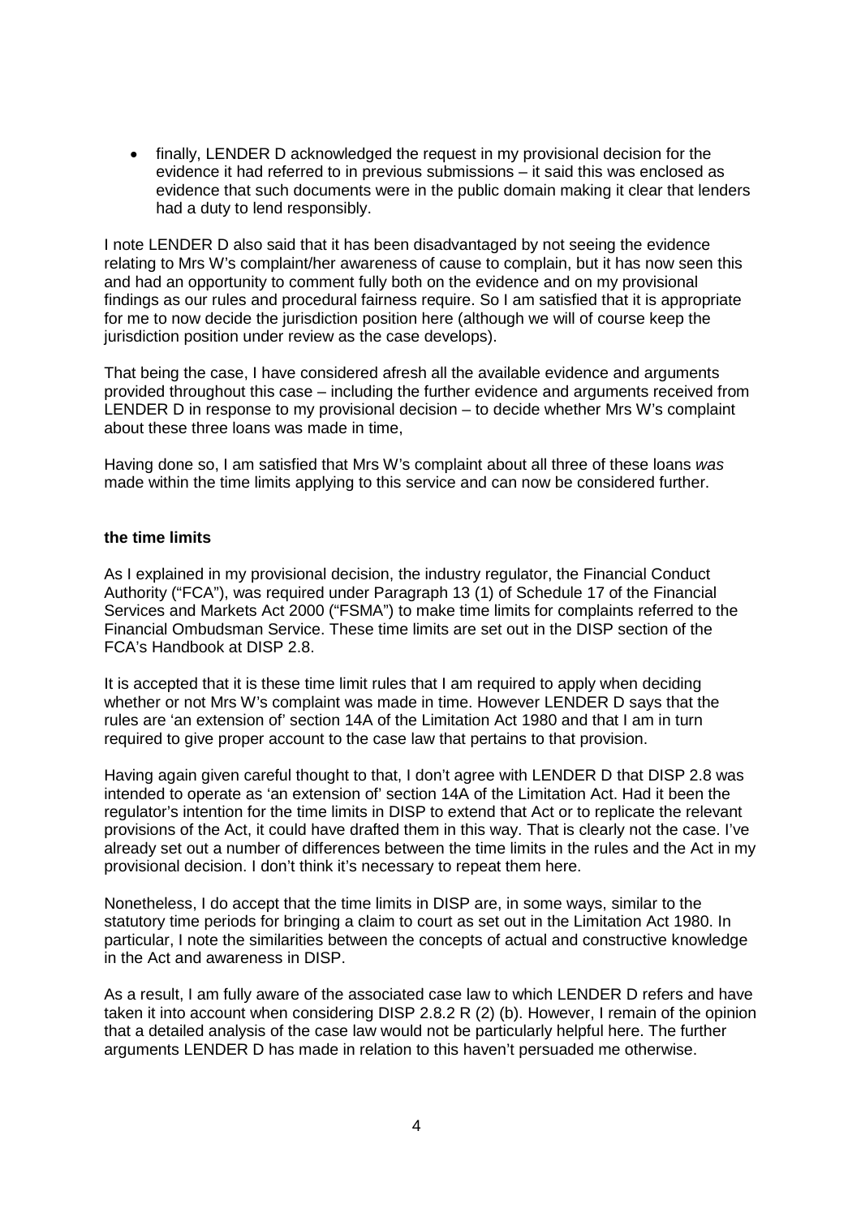- finally, LENDER D acknowledged the request in my provisional decision for the evidence it had referred to in previous submissions – it said this was enclosed as evidence that such documents were in the public domain making it clear that lenders had a duty to lend responsibly.

I note LENDER D also said that it has been disadvantaged by not seeing the evidence relating to Mrs W's complaint/her awareness of cause to complain, but it has now seen this and had an opportunity to comment fully both on the evidence and on my provisional findings as our rules and procedural fairness require. So I am satisfied that it is appropriate for me to now decide the jurisdiction position here (although we will of course keep the jurisdiction position under review as the case develops).

That being the case, I have considered afresh all the available evidence and arguments provided throughout this case – including the further evidence and arguments received from LENDER D in response to my provisional decision – to decide whether Mrs W's complaint about these three loans was made in time,

Having done so, I am satisfied that Mrs W's complaint about all three of these loans *was* made within the time limits applying to this service and can now be considered further.

**the time limits**

As I explained in my provisional decision, the industry regulator, the Financial Conduct Authority ("FCA"), was required under Paragraph 13 (1) of Schedule 17 of the Financial Services and Markets Act 2000 ("FSMA") to make time limits for complaints referred to the Financial Ombudsman Service. These time limits are set out in the DISP section of the FCA's Handbook at DISP 2.8.

It is accepted that it is these time limit rules that I am required to apply when deciding whether or not Mrs W's complaint was made in time. However LENDER D says that the rules are 'an extension of' section 14A of the Limitation Act 1980 and that I am in turn required to give proper account to the case law that pertains to that provision.

Having again given careful thought to that, I don't agree with LENDER D that DISP 2.8 was intended to operate as 'an extension of' section 14A of the Limitation Act. Had it been the regulator's intention for the time limits in DISP to extend that Act or to replicate the relevant provisions of the Act, it could have drafted them in this way. That is clearly not the case. I've already set out a number of differences between the time limits in the rules and the Act in my provisional decision. I don't think it's necessary to repeat them here.

Nonetheless, I do accept that the time limits in DISP are, in some ways, similar to the statutory time periods for bringing a claim to court as set out in the Limitation Act 1980. In particular, I note the similarities between the concepts of actual and constructive knowledge in the Act and awareness in DISP.

As a result, I am fully aware of the associated case law to which LENDER D refers and have taken it into account when considering DISP 2.8.2 R (2) (b). However, I remain of the opinion that a detailed analysis of the case law would not be particularly helpful here. The further arguments LENDER D has made in relation to this haven't persuaded me otherwise.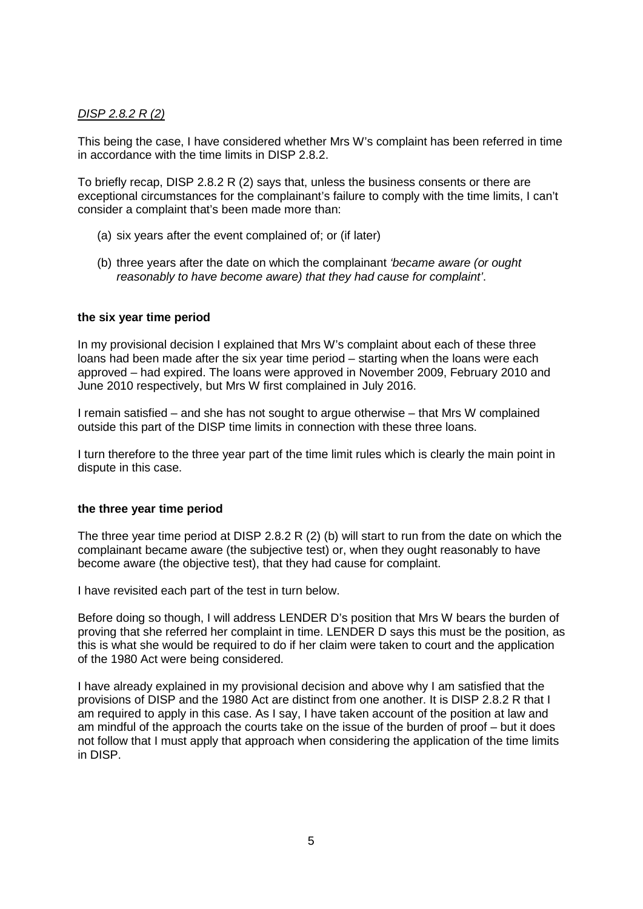*DISP 2.8.2 R (2)*

This being the case, I have considered whether Mrs W's complaint has been referred in time in accordance with the time limits in DISP 2.8.2.

To briefly recap, DISP 2.8.2 R (2) says that, unless the business consents or there are exceptional circumstances for the complainant's failure to comply with the time limits, I can't consider a complaint that's been made more than:

(a) six years after the event complained of; or (if later)

(b) three years after the date on which the complainant *'became aware (or ought reasonably to have become aware) that they had cause for complaint'*.

**the six year time period**

In my provisional decision I explained that Mrs W's complaint about each of these three loans had been made after the six year time period – starting when the loans were each approved – had expired. The loans were approved in November 2009, February 2010 and June 2010 respectively, but Mrs W first complained in July 2016.

I remain satisfied – and she has not sought to argue otherwise – that Mrs W complained outside this part of the DISP time limits in connection with these three loans.

I turn therefore to the three year part of the time limit rules which is clearly the main point in dispute in this case.

**the three year time period**

The three year time period at DISP 2.8.2 R (2) (b) will start to run from the date on which the complainant became aware (the subjective test) or, when they ought reasonably to have become aware (the objective test), that they had cause for complaint.

I have revisited each part of the test in turn below.

Before doing so though, I will address LENDER D's position that Mrs W bears the burden of proving that she referred her complaint in time. LENDER D says this must be the position, as this is what she would be required to do if her claim were taken to court and the application of the 1980 Act were being considered.

I have already explained in my provisional decision and above why I am satisfied that the provisions of DISP and the 1980 Act are distinct from one another. It is DISP 2.8.2 R that I am required to apply in this case. As I say, I have taken account of the position at law and am mindful of the approach the courts take on the issue of the burden of proof – but it does not follow that I must apply that approach when considering the application of the time limits in DISP.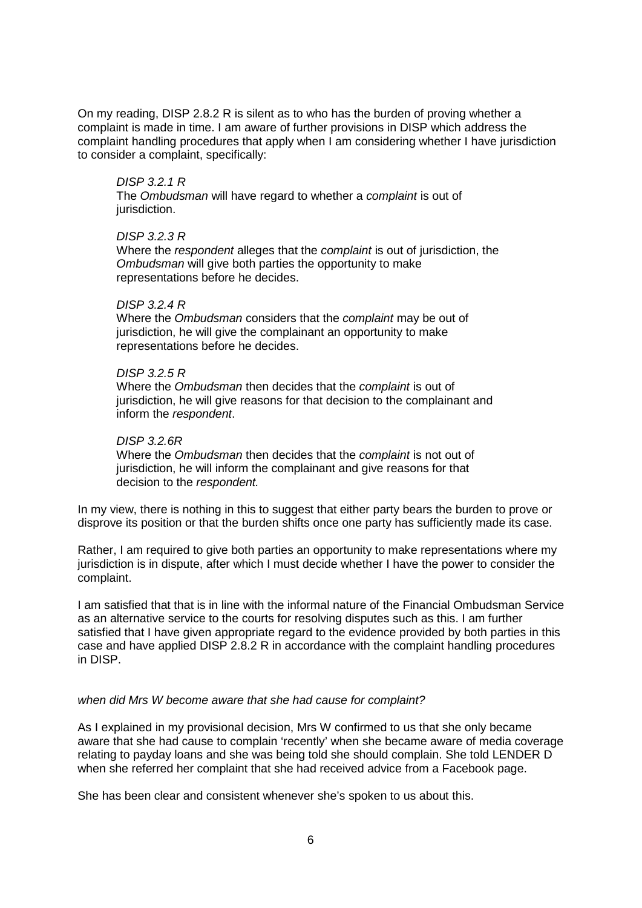On my reading, DISP 2.8.2 R is silent as to who has the burden of proving whether a complaint is made in time. I am aware of further provisions in DISP which address the complaint handling procedures that apply when I am considering whether I have jurisdiction to consider a complaint, specifically:

> *DISP 3.2.1 R*
> The *Ombudsman* will have regard to whether a *complaint* is out of jurisdiction.
>
> *DISP 3.2.3 R*
> Where the *respondent* alleges that the *complaint* is out of jurisdiction, the *Ombudsman* will give both parties the opportunity to make representations before he decides.
>
> *DISP 3.2.4 R*
> Where the *Ombudsman* considers that the *complaint* may be out of jurisdiction, he will give the complainant an opportunity to make representations before he decides.
>
> *DISP 3.2.5 R*
> Where the *Ombudsman* then decides that the *complaint* is out of jurisdiction, he will give reasons for that decision to the complainant and inform the *respondent*.
>
> *DISP 3.2.6R*
> Where the *Ombudsman* then decides that the *complaint* is not out of jurisdiction, he will inform the complainant and give reasons for that decision to the *respondent.*

In my view, there is nothing in this to suggest that either party bears the burden to prove or disprove its position or that the burden shifts once one party has sufficiently made its case.

Rather, I am required to give both parties an opportunity to make representations where my jurisdiction is in dispute, after which I must decide whether I have the power to consider the complaint.

I am satisfied that that is in line with the informal nature of the Financial Ombudsman Service as an alternative service to the courts for resolving disputes such as this. I am further satisfied that I have given appropriate regard to the evidence provided by both parties in this case and have applied DISP 2.8.2 R in accordance with the complaint handling procedures in DISP.

*when did Mrs W become aware that she had cause for complaint?*

As I explained in my provisional decision, Mrs W confirmed to us that she only became aware that she had cause to complain 'recently' when she became aware of media coverage relating to payday loans and she was being told she should complain. She told LENDER D when she referred her complaint that she had received advice from a Facebook page.

She has been clear and consistent whenever she's spoken to us about this.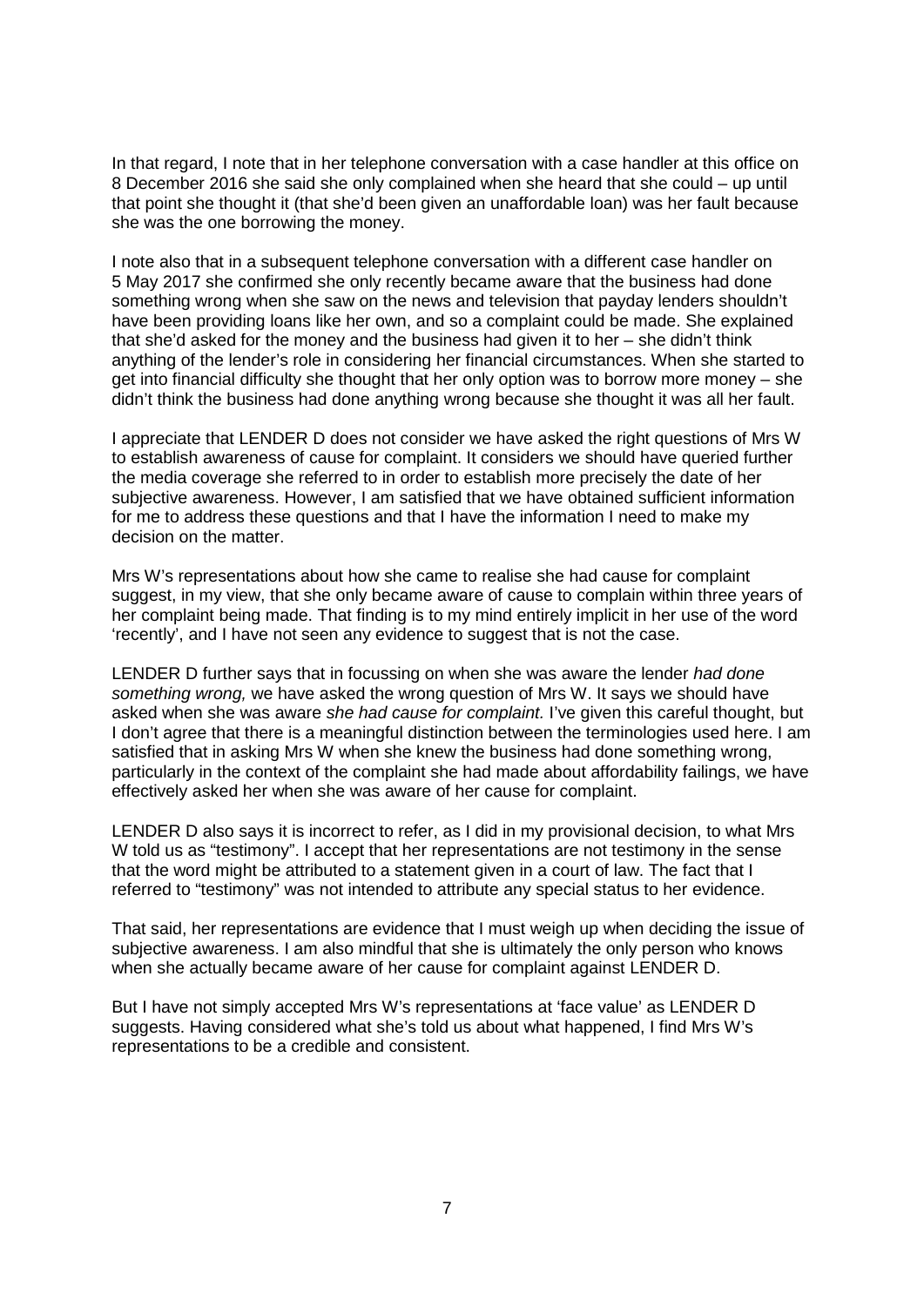In that regard, I note that in her telephone conversation with a case handler at this office on 8 December 2016 she said she only complained when she heard that she could – up until that point she thought it (that she'd been given an unaffordable loan) was her fault because she was the one borrowing the money.

I note also that in a subsequent telephone conversation with a different case handler on 5 May 2017 she confirmed she only recently became aware that the business had done something wrong when she saw on the news and television that payday lenders shouldn't have been providing loans like her own, and so a complaint could be made. She explained that she'd asked for the money and the business had given it to her – she didn't think anything of the lender's role in considering her financial circumstances. When she started to get into financial difficulty she thought that her only option was to borrow more money – she didn't think the business had done anything wrong because she thought it was all her fault.

I appreciate that LENDER D does not consider we have asked the right questions of Mrs W to establish awareness of cause for complaint. It considers we should have queried further the media coverage she referred to in order to establish more precisely the date of her subjective awareness. However, I am satisfied that we have obtained sufficient information for me to address these questions and that I have the information I need to make my decision on the matter.

Mrs W's representations about how she came to realise she had cause for complaint suggest, in my view, that she only became aware of cause to complain within three years of her complaint being made. That finding is to my mind entirely implicit in her use of the word 'recently', and I have not seen any evidence to suggest that is not the case.

LENDER D further says that in focussing on when she was aware the lender *had done something wrong,* we have asked the wrong question of Mrs W. It says we should have asked when she was aware *she had cause for complaint.* I've given this careful thought, but I don't agree that there is a meaningful distinction between the terminologies used here. I am satisfied that in asking Mrs W when she knew the business had done something wrong, particularly in the context of the complaint she had made about affordability failings, we have effectively asked her when she was aware of her cause for complaint.

LENDER D also says it is incorrect to refer, as I did in my provisional decision, to what Mrs W told us as "testimony". I accept that her representations are not testimony in the sense that the word might be attributed to a statement given in a court of law. The fact that I referred to "testimony" was not intended to attribute any special status to her evidence.

That said, her representations are evidence that I must weigh up when deciding the issue of subjective awareness. I am also mindful that she is ultimately the only person who knows when she actually became aware of her cause for complaint against LENDER D.

But I have not simply accepted Mrs W's representations at 'face value' as LENDER D suggests. Having considered what she's told us about what happened, I find Mrs W's representations to be a credible and consistent.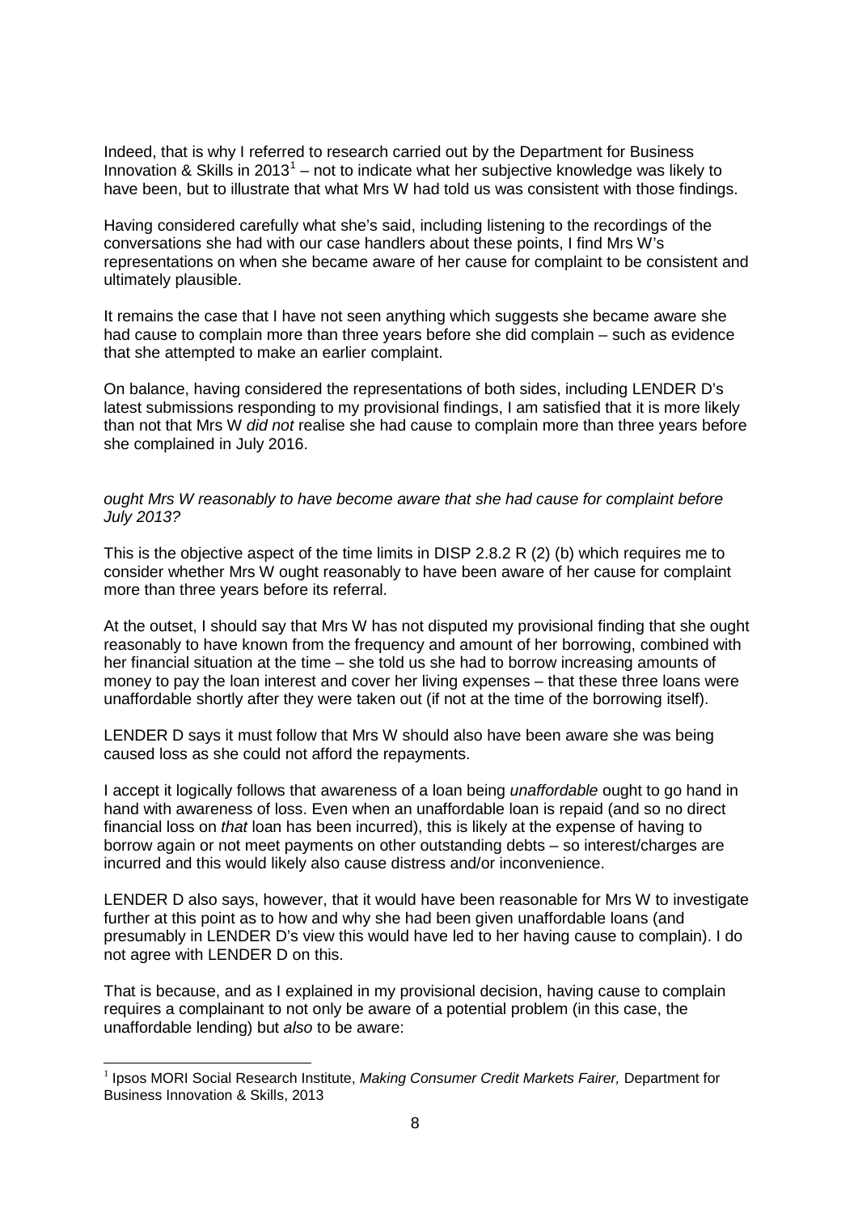Indeed, that is why I referred to research carried out by the Department for Business Innovation & Skills in 2013[1] – not to indicate what her subjective knowledge was likely to have been, but to illustrate that what Mrs W had told us was consistent with those findings.

Having considered carefully what she's said, including listening to the recordings of the conversations she had with our case handlers about these points, I find Mrs W's representations on when she became aware of her cause for complaint to be consistent and ultimately plausible.

It remains the case that I have not seen anything which suggests she became aware she had cause to complain more than three years before she did complain – such as evidence that she attempted to make an earlier complaint.

On balance, having considered the representations of both sides, including LENDER D's latest submissions responding to my provisional findings, I am satisfied that it is more likely than not that Mrs W *did not* realise she had cause to complain more than three years before she complained in July 2016.

*ought Mrs W reasonably to have become aware that she had cause for complaint before July 2013?*

This is the objective aspect of the time limits in DISP 2.8.2 R (2) (b) which requires me to consider whether Mrs W ought reasonably to have been aware of her cause for complaint more than three years before its referral.

At the outset, I should say that Mrs W has not disputed my provisional finding that she ought reasonably to have known from the frequency and amount of her borrowing, combined with her financial situation at the time – she told us she had to borrow increasing amounts of money to pay the loan interest and cover her living expenses – that these three loans were unaffordable shortly after they were taken out (if not at the time of the borrowing itself).

LENDER D says it must follow that Mrs W should also have been aware she was being caused loss as she could not afford the repayments.

I accept it logically follows that awareness of a loan being *unaffordable* ought to go hand in hand with awareness of loss. Even when an unaffordable loan is repaid (and so no direct financial loss on *that* loan has been incurred), this is likely at the expense of having to borrow again or not meet payments on other outstanding debts – so interest/charges are incurred and this would likely also cause distress and/or inconvenience.

LENDER D also says, however, that it would have been reasonable for Mrs W to investigate further at this point as to how and why she had been given unaffordable loans (and presumably in LENDER D's view this would have led to her having cause to complain). I do not agree with LENDER D on this.

That is because, and as I explained in my provisional decision, having cause to complain requires a complainant to not only be aware of a potential problem (in this case, the unaffordable lending) but *also* to be aware:

[1] Ipsos MORI Social Research Institute, *Making Consumer Credit Markets Fairer,* Department for Business Innovation & Skills, 2013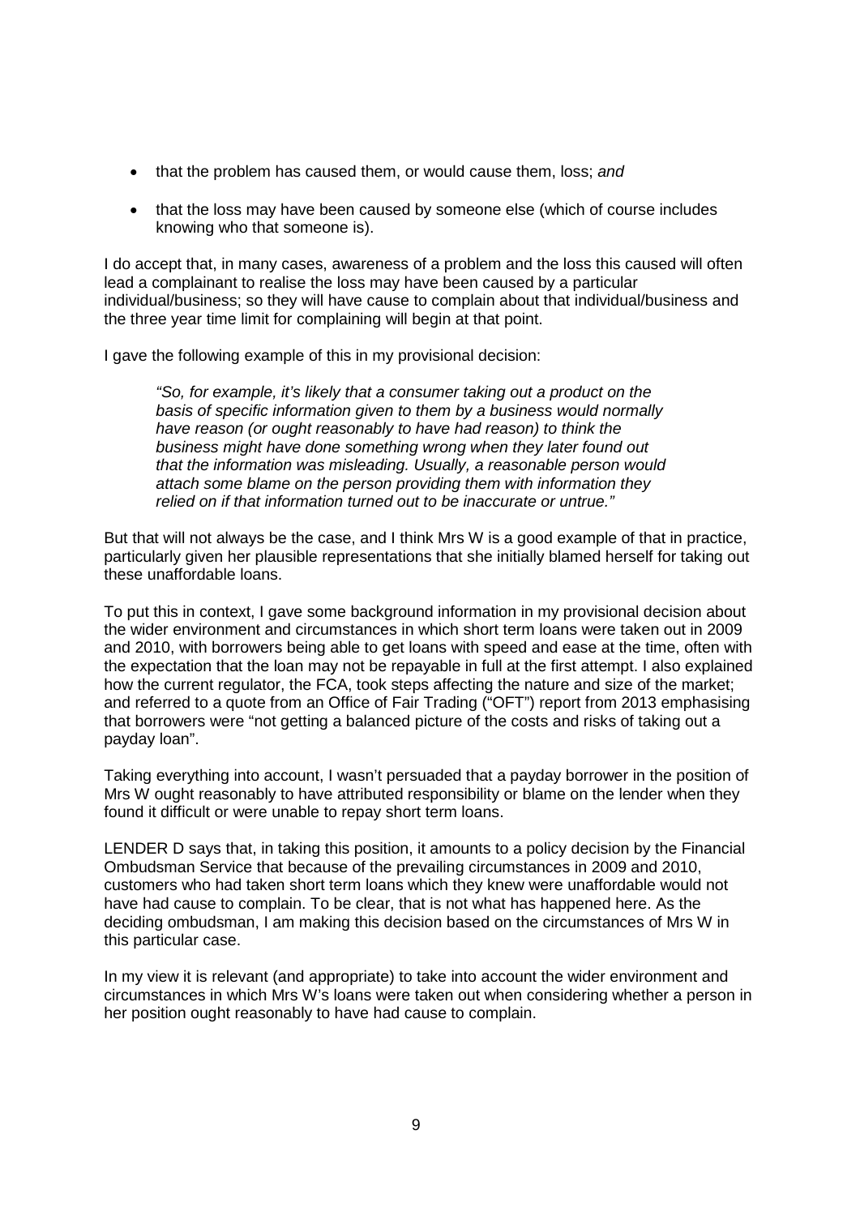- that the problem has caused them, or would cause them, loss; *and*

- that the loss may have been caused by someone else (which of course includes knowing who that someone is).

I do accept that, in many cases, awareness of a problem and the loss this caused will often lead a complainant to realise the loss may have been caused by a particular individual/business; so they will have cause to complain about that individual/business and the three year time limit for complaining will begin at that point.

I gave the following example of this in my provisional decision:

> *"So, for example, it's likely that a consumer taking out a product on the basis of specific information given to them by a business would normally have reason (or ought reasonably to have had reason) to think the business might have done something wrong when they later found out that the information was misleading. Usually, a reasonable person would attach some blame on the person providing them with information they relied on if that information turned out to be inaccurate or untrue."*

But that will not always be the case, and I think Mrs W is a good example of that in practice, particularly given her plausible representations that she initially blamed herself for taking out these unaffordable loans.

To put this in context, I gave some background information in my provisional decision about the wider environment and circumstances in which short term loans were taken out in 2009 and 2010, with borrowers being able to get loans with speed and ease at the time, often with the expectation that the loan may not be repayable in full at the first attempt. I also explained how the current regulator, the FCA, took steps affecting the nature and size of the market; and referred to a quote from an Office of Fair Trading ("OFT") report from 2013 emphasising that borrowers were "not getting a balanced picture of the costs and risks of taking out a payday loan".

Taking everything into account, I wasn't persuaded that a payday borrower in the position of Mrs W ought reasonably to have attributed responsibility or blame on the lender when they found it difficult or were unable to repay short term loans.

LENDER D says that, in taking this position, it amounts to a policy decision by the Financial Ombudsman Service that because of the prevailing circumstances in 2009 and 2010, customers who had taken short term loans which they knew were unaffordable would not have had cause to complain. To be clear, that is not what has happened here. As the deciding ombudsman, I am making this decision based on the circumstances of Mrs W in this particular case.

In my view it is relevant (and appropriate) to take into account the wider environment and circumstances in which Mrs W's loans were taken out when considering whether a person in her position ought reasonably to have had cause to complain.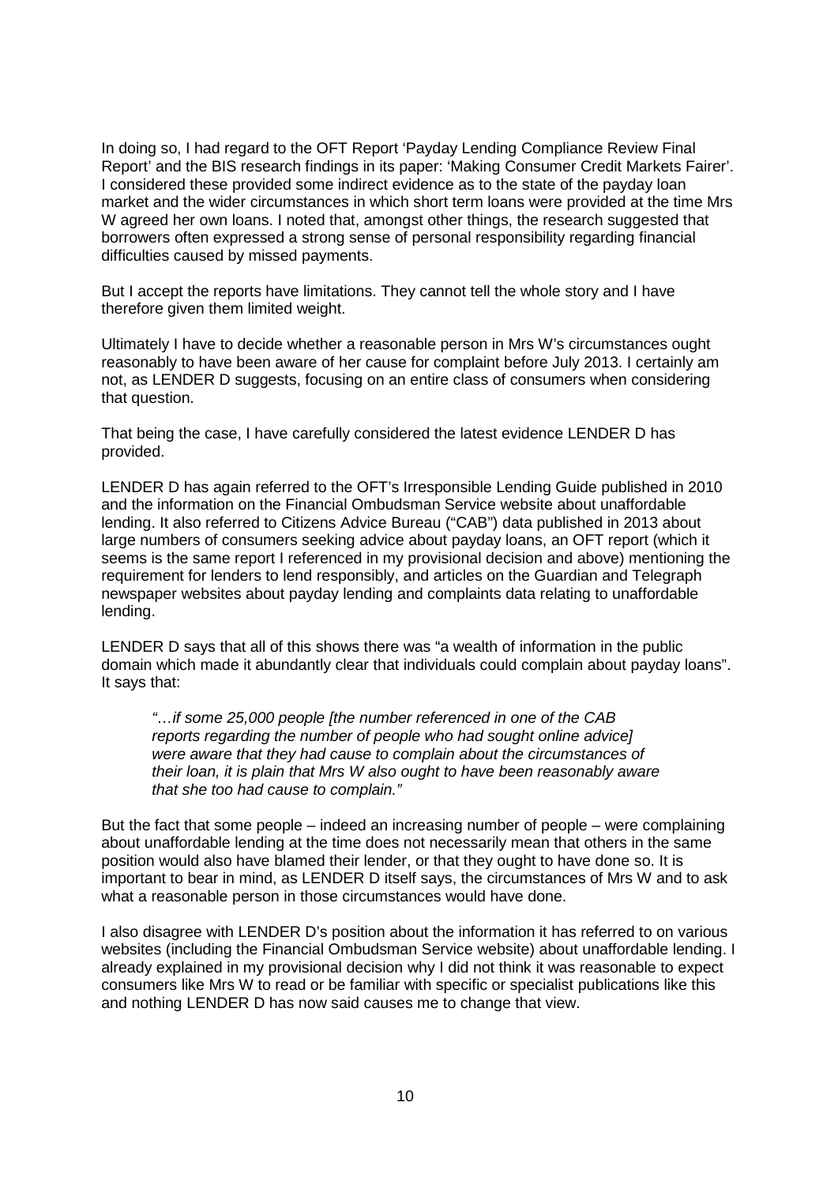In doing so, I had regard to the OFT Report 'Payday Lending Compliance Review Final Report' and the BIS research findings in its paper: 'Making Consumer Credit Markets Fairer'. I considered these provided some indirect evidence as to the state of the payday loan market and the wider circumstances in which short term loans were provided at the time Mrs W agreed her own loans. I noted that, amongst other things, the research suggested that borrowers often expressed a strong sense of personal responsibility regarding financial difficulties caused by missed payments.

But I accept the reports have limitations. They cannot tell the whole story and I have therefore given them limited weight.

Ultimately I have to decide whether a reasonable person in Mrs W's circumstances ought reasonably to have been aware of her cause for complaint before July 2013. I certainly am not, as LENDER D suggests, focusing on an entire class of consumers when considering that question.

That being the case, I have carefully considered the latest evidence LENDER D has provided.

LENDER D has again referred to the OFT's Irresponsible Lending Guide published in 2010 and the information on the Financial Ombudsman Service website about unaffordable lending. It also referred to Citizens Advice Bureau ("CAB") data published in 2013 about large numbers of consumers seeking advice about payday loans, an OFT report (which it seems is the same report I referenced in my provisional decision and above) mentioning the requirement for lenders to lend responsibly, and articles on the Guardian and Telegraph newspaper websites about payday lending and complaints data relating to unaffordable lending.

LENDER D says that all of this shows there was "a wealth of information in the public domain which made it abundantly clear that individuals could complain about payday loans". It says that:

> *"…if some 25,000 people [the number referenced in one of the CAB reports regarding the number of people who had sought online advice] were aware that they had cause to complain about the circumstances of their loan, it is plain that Mrs W also ought to have been reasonably aware that she too had cause to complain."*

But the fact that some people – indeed an increasing number of people – were complaining about unaffordable lending at the time does not necessarily mean that others in the same position would also have blamed their lender, or that they ought to have done so. It is important to bear in mind, as LENDER D itself says, the circumstances of Mrs W and to ask what a reasonable person in those circumstances would have done.

I also disagree with LENDER D's position about the information it has referred to on various websites (including the Financial Ombudsman Service website) about unaffordable lending. I already explained in my provisional decision why I did not think it was reasonable to expect consumers like Mrs W to read or be familiar with specific or specialist publications like this and nothing LENDER D has now said causes me to change that view.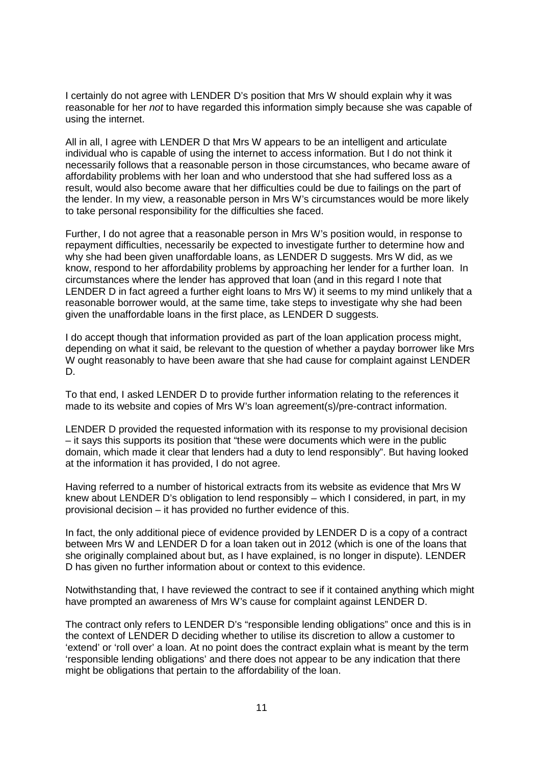I certainly do not agree with LENDER D's position that Mrs W should explain why it was reasonable for her *not* to have regarded this information simply because she was capable of using the internet.

All in all, I agree with LENDER D that Mrs W appears to be an intelligent and articulate individual who is capable of using the internet to access information. But I do not think it necessarily follows that a reasonable person in those circumstances, who became aware of affordability problems with her loan and who understood that she had suffered loss as a result, would also become aware that her difficulties could be due to failings on the part of the lender. In my view, a reasonable person in Mrs W's circumstances would be more likely to take personal responsibility for the difficulties she faced.

Further, I do not agree that a reasonable person in Mrs W's position would, in response to repayment difficulties, necessarily be expected to investigate further to determine how and why she had been given unaffordable loans, as LENDER D suggests. Mrs W did, as we know, respond to her affordability problems by approaching her lender for a further loan. In circumstances where the lender has approved that loan (and in this regard I note that LENDER D in fact agreed a further eight loans to Mrs W) it seems to my mind unlikely that a reasonable borrower would, at the same time, take steps to investigate why she had been given the unaffordable loans in the first place, as LENDER D suggests.

I do accept though that information provided as part of the loan application process might, depending on what it said, be relevant to the question of whether a payday borrower like Mrs W ought reasonably to have been aware that she had cause for complaint against LENDER D.

To that end, I asked LENDER D to provide further information relating to the references it made to its website and copies of Mrs W's loan agreement(s)/pre-contract information.

LENDER D provided the requested information with its response to my provisional decision – it says this supports its position that "these were documents which were in the public domain, which made it clear that lenders had a duty to lend responsibly". But having looked at the information it has provided, I do not agree.

Having referred to a number of historical extracts from its website as evidence that Mrs W knew about LENDER D's obligation to lend responsibly – which I considered, in part, in my provisional decision – it has provided no further evidence of this.

In fact, the only additional piece of evidence provided by LENDER D is a copy of a contract between Mrs W and LENDER D for a loan taken out in 2012 (which is one of the loans that she originally complained about but, as I have explained, is no longer in dispute). LENDER D has given no further information about or context to this evidence.

Notwithstanding that, I have reviewed the contract to see if it contained anything which might have prompted an awareness of Mrs W's cause for complaint against LENDER D.

The contract only refers to LENDER D's "responsible lending obligations" once and this is in the context of LENDER D deciding whether to utilise its discretion to allow a customer to 'extend' or 'roll over' a loan. At no point does the contract explain what is meant by the term 'responsible lending obligations' and there does not appear to be any indication that there might be obligations that pertain to the affordability of the loan.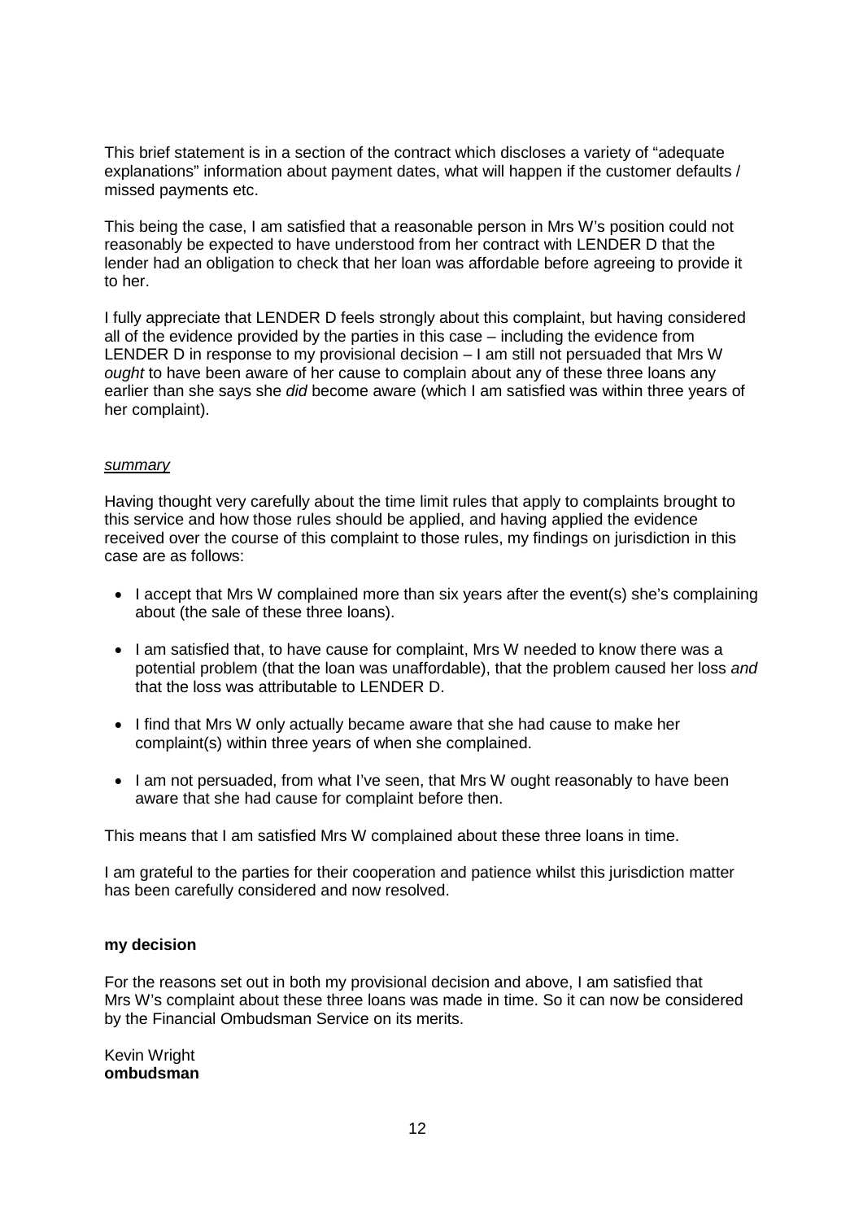This brief statement is in a section of the contract which discloses a variety of "adequate explanations" information about payment dates, what will happen if the customer defaults / missed payments etc.

This being the case, I am satisfied that a reasonable person in Mrs W's position could not reasonably be expected to have understood from her contract with LENDER D that the lender had an obligation to check that her loan was affordable before agreeing to provide it to her.

I fully appreciate that LENDER D feels strongly about this complaint, but having considered all of the evidence provided by the parties in this case – including the evidence from LENDER D in response to my provisional decision – I am still not persuaded that Mrs W *ought* to have been aware of her cause to complain about any of these three loans any earlier than she says she *did* become aware (which I am satisfied was within three years of her complaint).

*summary*

Having thought very carefully about the time limit rules that apply to complaints brought to this service and how those rules should be applied, and having applied the evidence received over the course of this complaint to those rules, my findings on jurisdiction in this case are as follows:

- I accept that Mrs W complained more than six years after the event(s) she's complaining about (the sale of these three loans).
- I am satisfied that, to have cause for complaint, Mrs W needed to know there was a potential problem (that the loan was unaffordable), that the problem caused her loss *and* that the loss was attributable to LENDER D.
- I find that Mrs W only actually became aware that she had cause to make her complaint(s) within three years of when she complained.
- I am not persuaded, from what I've seen, that Mrs W ought reasonably to have been aware that she had cause for complaint before then.

This means that I am satisfied Mrs W complained about these three loans in time.

I am grateful to the parties for their cooperation and patience whilst this jurisdiction matter has been carefully considered and now resolved.

**my decision**

For the reasons set out in both my provisional decision and above, I am satisfied that Mrs W's complaint about these three loans was made in time. So it can now be considered by the Financial Ombudsman Service on its merits.

Kevin Wright
**ombudsman**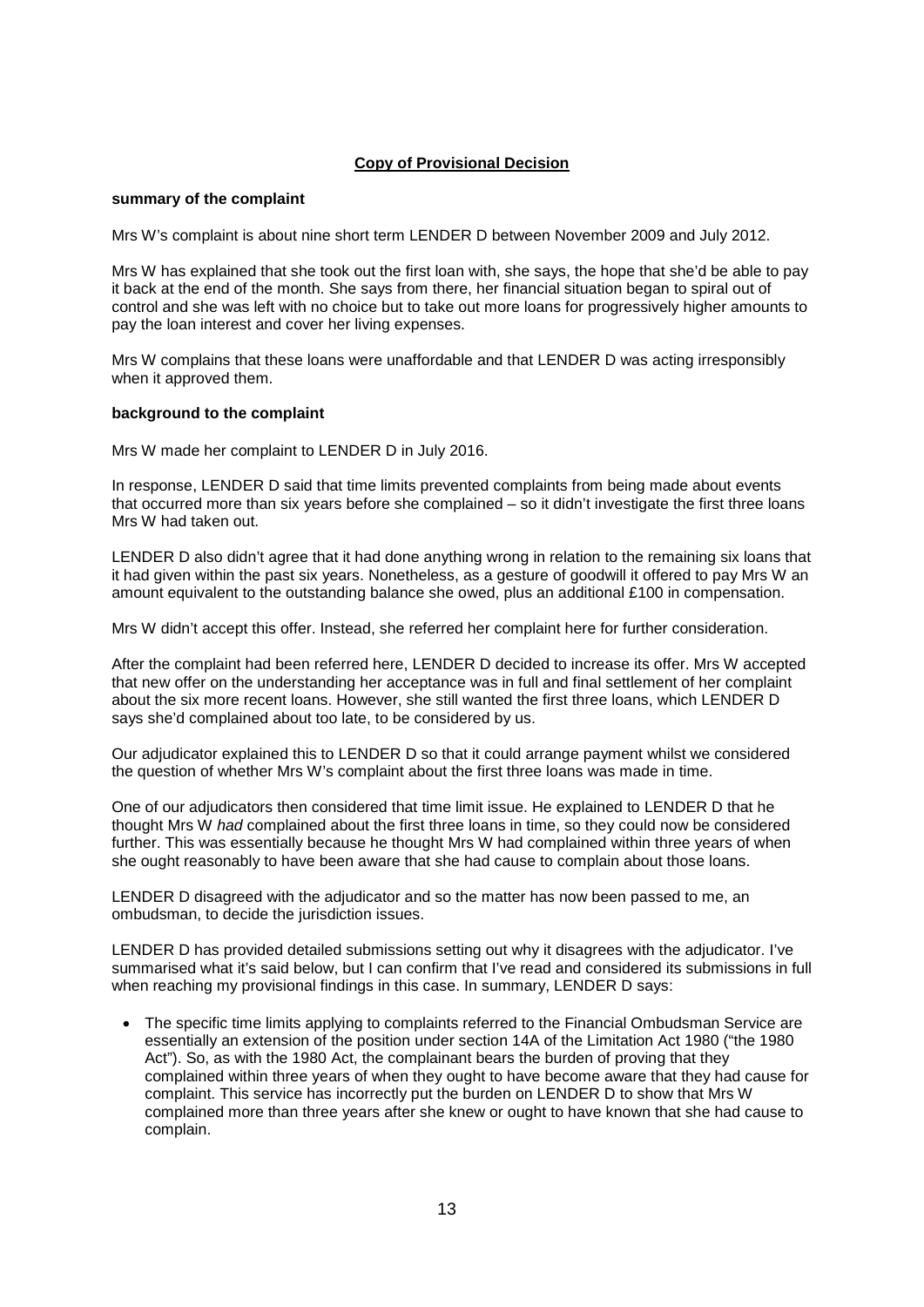**Copy of Provisional Decision**

**summary of the complaint**

Mrs W's complaint is about nine short term LENDER D between November 2009 and July 2012.

Mrs W has explained that she took out the first loan with, she says, the hope that she'd be able to pay it back at the end of the month. She says from there, her financial situation began to spiral out of control and she was left with no choice but to take out more loans for progressively higher amounts to pay the loan interest and cover her living expenses.

Mrs W complains that these loans were unaffordable and that LENDER D was acting irresponsibly when it approved them.

**background to the complaint**

Mrs W made her complaint to LENDER D in July 2016.

In response, LENDER D said that time limits prevented complaints from being made about events that occurred more than six years before she complained – so it didn't investigate the first three loans Mrs W had taken out.

LENDER D also didn't agree that it had done anything wrong in relation to the remaining six loans that it had given within the past six years. Nonetheless, as a gesture of goodwill it offered to pay Mrs W an amount equivalent to the outstanding balance she owed, plus an additional £100 in compensation.

Mrs W didn't accept this offer. Instead, she referred her complaint here for further consideration.

After the complaint had been referred here, LENDER D decided to increase its offer. Mrs W accepted that new offer on the understanding her acceptance was in full and final settlement of her complaint about the six more recent loans. However, she still wanted the first three loans, which LENDER D says she'd complained about too late, to be considered by us.

Our adjudicator explained this to LENDER D so that it could arrange payment whilst we considered the question of whether Mrs W's complaint about the first three loans was made in time.

One of our adjudicators then considered that time limit issue. He explained to LENDER D that he thought Mrs W *had* complained about the first three loans in time, so they could now be considered further. This was essentially because he thought Mrs W had complained within three years of when she ought reasonably to have been aware that she had cause to complain about those loans.

LENDER D disagreed with the adjudicator and so the matter has now been passed to me, an ombudsman, to decide the jurisdiction issues.

LENDER D has provided detailed submissions setting out why it disagrees with the adjudicator. I've summarised what it's said below, but I can confirm that I've read and considered its submissions in full when reaching my provisional findings in this case. In summary, LENDER D says:

- The specific time limits applying to complaints referred to the Financial Ombudsman Service are essentially an extension of the position under section 14A of the Limitation Act 1980 ("the 1980 Act"). So, as with the 1980 Act, the complainant bears the burden of proving that they complained within three years of when they ought to have become aware that they had cause for complaint. This service has incorrectly put the burden on LENDER D to show that Mrs W complained more than three years after she knew or ought to have known that she had cause to complain.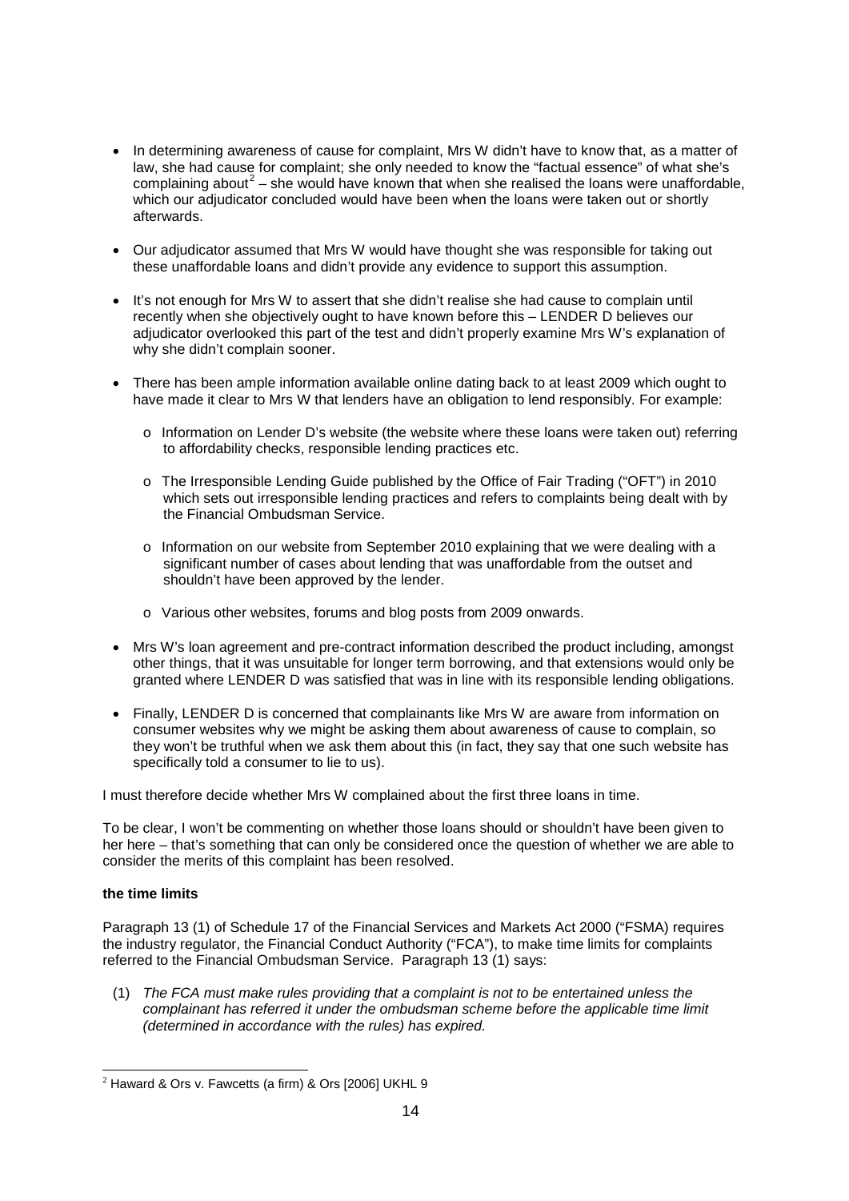- In determining awareness of cause for complaint, Mrs W didn't have to know that, as a matter of law, she had cause for complaint; she only needed to know the "factual essence" of what she's complaining about[2] – she would have known that when she realised the loans were unaffordable, which our adjudicator concluded would have been when the loans were taken out or shortly afterwards.

- Our adjudicator assumed that Mrs W would have thought she was responsible for taking out these unaffordable loans and didn't provide any evidence to support this assumption.

- It's not enough for Mrs W to assert that she didn't realise she had cause to complain until recently when she objectively ought to have known before this – LENDER D believes our adjudicator overlooked this part of the test and didn't properly examine Mrs W's explanation of why she didn't complain sooner.

- There has been ample information available online dating back to at least 2009 which ought to have made it clear to Mrs W that lenders have an obligation to lend responsibly. For example:

  - Information on Lender D's website (the website where these loans were taken out) referring to affordability checks, responsible lending practices etc.

  - The Irresponsible Lending Guide published by the Office of Fair Trading ("OFT") in 2010 which sets out irresponsible lending practices and refers to complaints being dealt with by the Financial Ombudsman Service.

  - Information on our website from September 2010 explaining that we were dealing with a significant number of cases about lending that was unaffordable from the outset and shouldn't have been approved by the lender.

  - Various other websites, forums and blog posts from 2009 onwards.

- Mrs W's loan agreement and pre-contract information described the product including, amongst other things, that it was unsuitable for longer term borrowing, and that extensions would only be granted where LENDER D was satisfied that was in line with its responsible lending obligations.

- Finally, LENDER D is concerned that complainants like Mrs W are aware from information on consumer websites why we might be asking them about awareness of cause to complain, so they won't be truthful when we ask them about this (in fact, they say that one such website has specifically told a consumer to lie to us).

I must therefore decide whether Mrs W complained about the first three loans in time.

To be clear, I won't be commenting on whether those loans should or shouldn't have been given to her here – that's something that can only be considered once the question of whether we are able to consider the merits of this complaint has been resolved.

**the time limits**

Paragraph 13 (1) of Schedule 17 of the Financial Services and Markets Act 2000 ("FSMA) requires the industry regulator, the Financial Conduct Authority ("FCA"), to make time limits for complaints referred to the Financial Ombudsman Service. Paragraph 13 (1) says:

(1) *The FCA must make rules providing that a complaint is not to be entertained unless the complainant has referred it under the ombudsman scheme before the applicable time limit (determined in accordance with the rules) has expired.*

---

[2] Haward & Ors v. Fawcetts (a firm) & Ors [2006] UKHL 9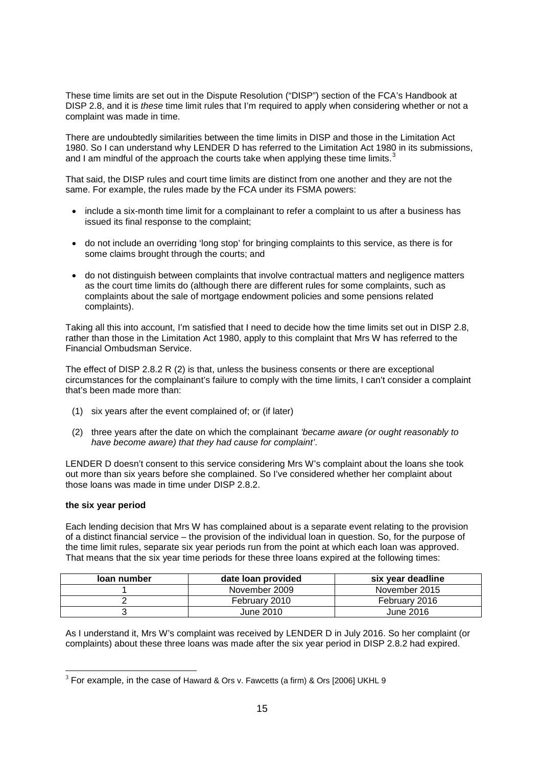These time limits are set out in the Dispute Resolution ("DISP") section of the FCA's Handbook at DISP 2.8, and it is *these* time limit rules that I'm required to apply when considering whether or not a complaint was made in time.

There are undoubtedly similarities between the time limits in DISP and those in the Limitation Act 1980. So I can understand why LENDER D has referred to the Limitation Act 1980 in its submissions, and I am mindful of the approach the courts take when applying these time limits.[3]

That said, the DISP rules and court time limits are distinct from one another and they are not the same. For example, the rules made by the FCA under its FSMA powers:

- include a six-month time limit for a complainant to refer a complaint to us after a business has issued its final response to the complaint;
- do not include an overriding 'long stop' for bringing complaints to this service, as there is for some claims brought through the courts; and
- do not distinguish between complaints that involve contractual matters and negligence matters as the court time limits do (although there are different rules for some complaints, such as complaints about the sale of mortgage endowment policies and some pensions related complaints).

Taking all this into account, I'm satisfied that I need to decide how the time limits set out in DISP 2.8, rather than those in the Limitation Act 1980, apply to this complaint that Mrs W has referred to the Financial Ombudsman Service.

The effect of DISP 2.8.2 R (2) is that, unless the business consents or there are exceptional circumstances for the complainant's failure to comply with the time limits, I can't consider a complaint that's been made more than:

(1) six years after the event complained of; or (if later)

(2) three years after the date on which the complainant *'became aware (or ought reasonably to have become aware) that they had cause for complaint'*.

LENDER D doesn't consent to this service considering Mrs W's complaint about the loans she took out more than six years before she complained. So I've considered whether her complaint about those loans was made in time under DISP 2.8.2.

**the six year period**

Each lending decision that Mrs W has complained about is a separate event relating to the provision of a distinct financial service – the provision of the individual loan in question. So, for the purpose of the time limit rules, separate six year periods run from the point at which each loan was approved. That means that the six year time periods for these three loans expired at the following times:

| loan number | date loan provided | six year deadline |
|---|---|---|
| 1 | November 2009 | November 2015 |
| 2 | February 2010 | February 2016 |
| 3 | June 2010 | June 2016 |

As I understand it, Mrs W's complaint was received by LENDER D in July 2016. So her complaint (or complaints) about these three loans was made after the six year period in DISP 2.8.2 had expired.

[3] For example, in the case of Haward & Ors v. Fawcetts (a firm) & Ors [2006] UKHL 9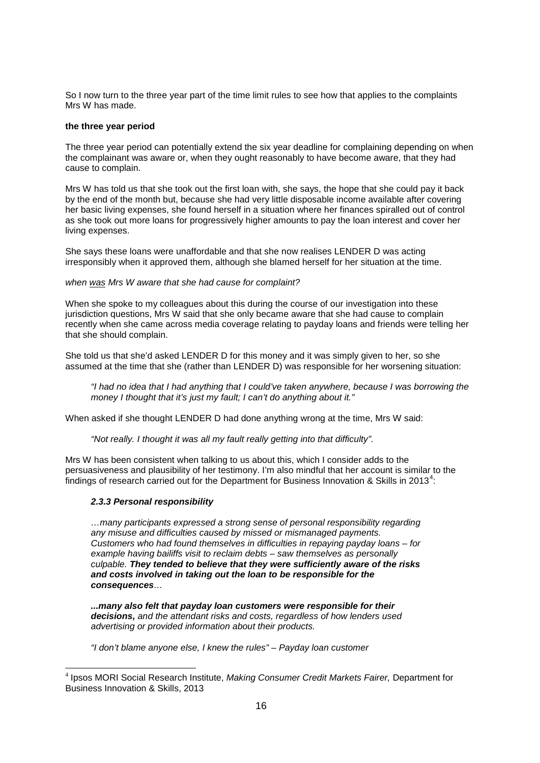So I now turn to the three year part of the time limit rules to see how that applies to the complaints Mrs W has made.

**the three year period**

The three year period can potentially extend the six year deadline for complaining depending on when the complainant was aware or, when they ought reasonably to have become aware, that they had cause to complain.

Mrs W has told us that she took out the first loan with, she says, the hope that she could pay it back by the end of the month but, because she had very little disposable income available after covering her basic living expenses, she found herself in a situation where her finances spiralled out of control as she took out more loans for progressively higher amounts to pay the loan interest and cover her living expenses.

She says these loans were unaffordable and that she now realises LENDER D was acting irresponsibly when it approved them, although she blamed herself for her situation at the time.

*when <u>was</u> Mrs W aware that she had cause for complaint?*

When she spoke to my colleagues about this during the course of our investigation into these jurisdiction questions, Mrs W said that she only became aware that she had cause to complain recently when she came across media coverage relating to payday loans and friends were telling her that she should complain.

She told us that she'd asked LENDER D for this money and it was simply given to her, so she assumed at the time that she (rather than LENDER D) was responsible for her worsening situation:

> *"I had no idea that I had anything that I could've taken anywhere, because I was borrowing the money I thought that it's just my fault; I can't do anything about it."*

When asked if she thought LENDER D had done anything wrong at the time, Mrs W said:

> *"Not really. I thought it was all my fault really getting into that difficulty".*

Mrs W has been consistent when talking to us about this, which I consider adds to the persuasiveness and plausibility of her testimony. I'm also mindful that her account is similar to the findings of research carried out for the Department for Business Innovation & Skills in 2013[4]:

> ***2.3.3 Personal responsibility***
>
> *…many participants expressed a strong sense of personal responsibility regarding any misuse and difficulties caused by missed or mismanaged payments. Customers who had found themselves in difficulties in repaying payday loans – for example having bailiffs visit to reclaim debts – saw themselves as personally culpable.* ***They tended to believe that they were sufficiently aware of the risks and costs involved in taking out the loan to be responsible for the consequences****…*
>
> ***...many also felt that payday loan customers were responsible for their decisions,*** *and the attendant risks and costs, regardless of how lenders used advertising or provided information about their products.*
>
> *"I don't blame anyone else, I knew the rules" – Payday loan customer*

---

[4] Ipsos MORI Social Research Institute, *Making Consumer Credit Markets Fairer,* Department for Business Innovation & Skills, 2013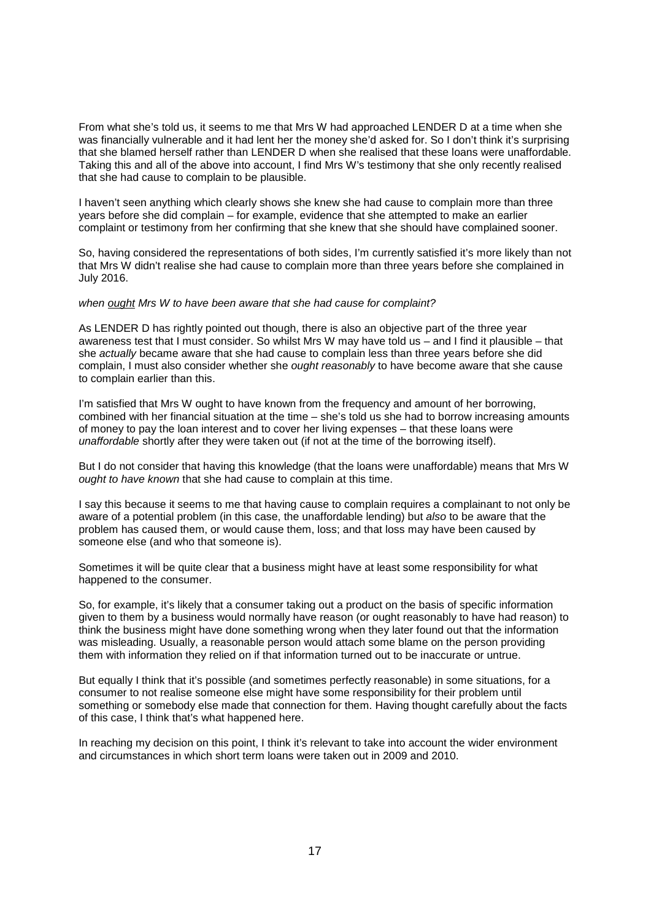From what she's told us, it seems to me that Mrs W had approached LENDER D at a time when she was financially vulnerable and it had lent her the money she'd asked for. So I don't think it's surprising that she blamed herself rather than LENDER D when she realised that these loans were unaffordable. Taking this and all of the above into account, I find Mrs W's testimony that she only recently realised that she had cause to complain to be plausible.

I haven't seen anything which clearly shows she knew she had cause to complain more than three years before she did complain – for example, evidence that she attempted to make an earlier complaint or testimony from her confirming that she knew that she should have complained sooner.

So, having considered the representations of both sides, I'm currently satisfied it's more likely than not that Mrs W didn't realise she had cause to complain more than three years before she complained in July 2016.

*when <u>ought</u> Mrs W to have been aware that she had cause for complaint?*

As LENDER D has rightly pointed out though, there is also an objective part of the three year awareness test that I must consider. So whilst Mrs W may have told us – and I find it plausible – that she *actually* became aware that she had cause to complain less than three years before she did complain, I must also consider whether she *ought reasonably* to have become aware that she cause to complain earlier than this.

I'm satisfied that Mrs W ought to have known from the frequency and amount of her borrowing, combined with her financial situation at the time – she's told us she had to borrow increasing amounts of money to pay the loan interest and to cover her living expenses – that these loans were *unaffordable* shortly after they were taken out (if not at the time of the borrowing itself).

But I do not consider that having this knowledge (that the loans were unaffordable) means that Mrs W *ought to have known* that she had cause to complain at this time.

I say this because it seems to me that having cause to complain requires a complainant to not only be aware of a potential problem (in this case, the unaffordable lending) but *also* to be aware that the problem has caused them, or would cause them, loss; and that loss may have been caused by someone else (and who that someone is).

Sometimes it will be quite clear that a business might have at least some responsibility for what happened to the consumer.

So, for example, it's likely that a consumer taking out a product on the basis of specific information given to them by a business would normally have reason (or ought reasonably to have had reason) to think the business might have done something wrong when they later found out that the information was misleading. Usually, a reasonable person would attach some blame on the person providing them with information they relied on if that information turned out to be inaccurate or untrue.

But equally I think that it's possible (and sometimes perfectly reasonable) in some situations, for a consumer to not realise someone else might have some responsibility for their problem until something or somebody else made that connection for them. Having thought carefully about the facts of this case, I think that's what happened here.

In reaching my decision on this point, I think it's relevant to take into account the wider environment and circumstances in which short term loans were taken out in 2009 and 2010.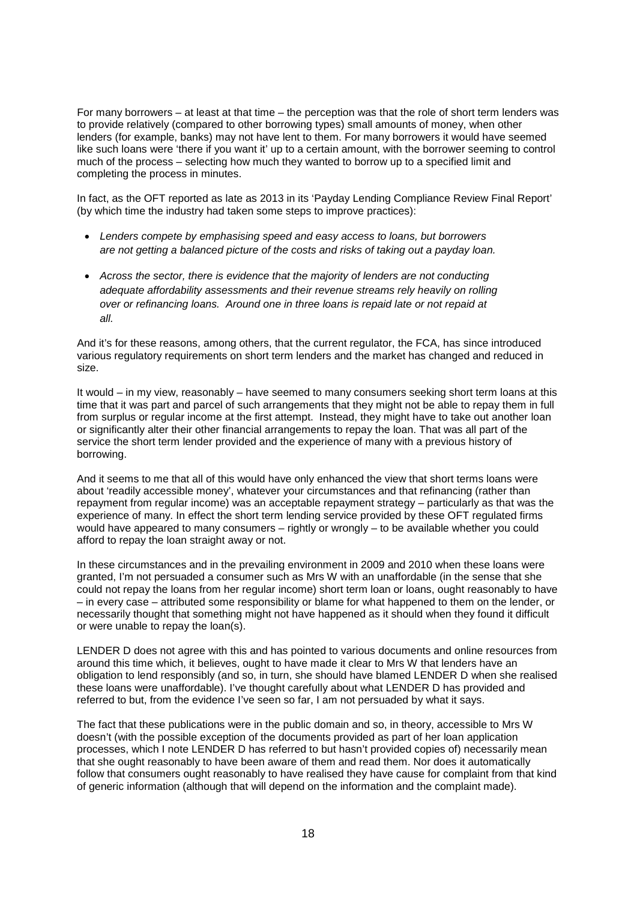For many borrowers – at least at that time – the perception was that the role of short term lenders was to provide relatively (compared to other borrowing types) small amounts of money, when other lenders (for example, banks) may not have lent to them. For many borrowers it would have seemed like such loans were 'there if you want it' up to a certain amount, with the borrower seeming to control much of the process – selecting how much they wanted to borrow up to a specified limit and completing the process in minutes.

In fact, as the OFT reported as late as 2013 in its 'Payday Lending Compliance Review Final Report' (by which time the industry had taken some steps to improve practices):

- *Lenders compete by emphasising speed and easy access to loans, but borrowers are not getting a balanced picture of the costs and risks of taking out a payday loan.*
- *Across the sector, there is evidence that the majority of lenders are not conducting adequate affordability assessments and their revenue streams rely heavily on rolling over or refinancing loans. Around one in three loans is repaid late or not repaid at all.*

And it's for these reasons, among others, that the current regulator, the FCA, has since introduced various regulatory requirements on short term lenders and the market has changed and reduced in size.

It would – in my view, reasonably – have seemed to many consumers seeking short term loans at this time that it was part and parcel of such arrangements that they might not be able to repay them in full from surplus or regular income at the first attempt. Instead, they might have to take out another loan or significantly alter their other financial arrangements to repay the loan. That was all part of the service the short term lender provided and the experience of many with a previous history of borrowing.

And it seems to me that all of this would have only enhanced the view that short terms loans were about 'readily accessible money', whatever your circumstances and that refinancing (rather than repayment from regular income) was an acceptable repayment strategy – particularly as that was the experience of many. In effect the short term lending service provided by these OFT regulated firms would have appeared to many consumers – rightly or wrongly – to be available whether you could afford to repay the loan straight away or not.

In these circumstances and in the prevailing environment in 2009 and 2010 when these loans were granted, I'm not persuaded a consumer such as Mrs W with an unaffordable (in the sense that she could not repay the loans from her regular income) short term loan or loans, ought reasonably to have – in every case – attributed some responsibility or blame for what happened to them on the lender, or necessarily thought that something might not have happened as it should when they found it difficult or were unable to repay the loan(s).

LENDER D does not agree with this and has pointed to various documents and online resources from around this time which, it believes, ought to have made it clear to Mrs W that lenders have an obligation to lend responsibly (and so, in turn, she should have blamed LENDER D when she realised these loans were unaffordable). I've thought carefully about what LENDER D has provided and referred to but, from the evidence I've seen so far, I am not persuaded by what it says.

The fact that these publications were in the public domain and so, in theory, accessible to Mrs W doesn't (with the possible exception of the documents provided as part of her loan application processes, which I note LENDER D has referred to but hasn't provided copies of) necessarily mean that she ought reasonably to have been aware of them and read them. Nor does it automatically follow that consumers ought reasonably to have realised they have cause for complaint from that kind of generic information (although that will depend on the information and the complaint made).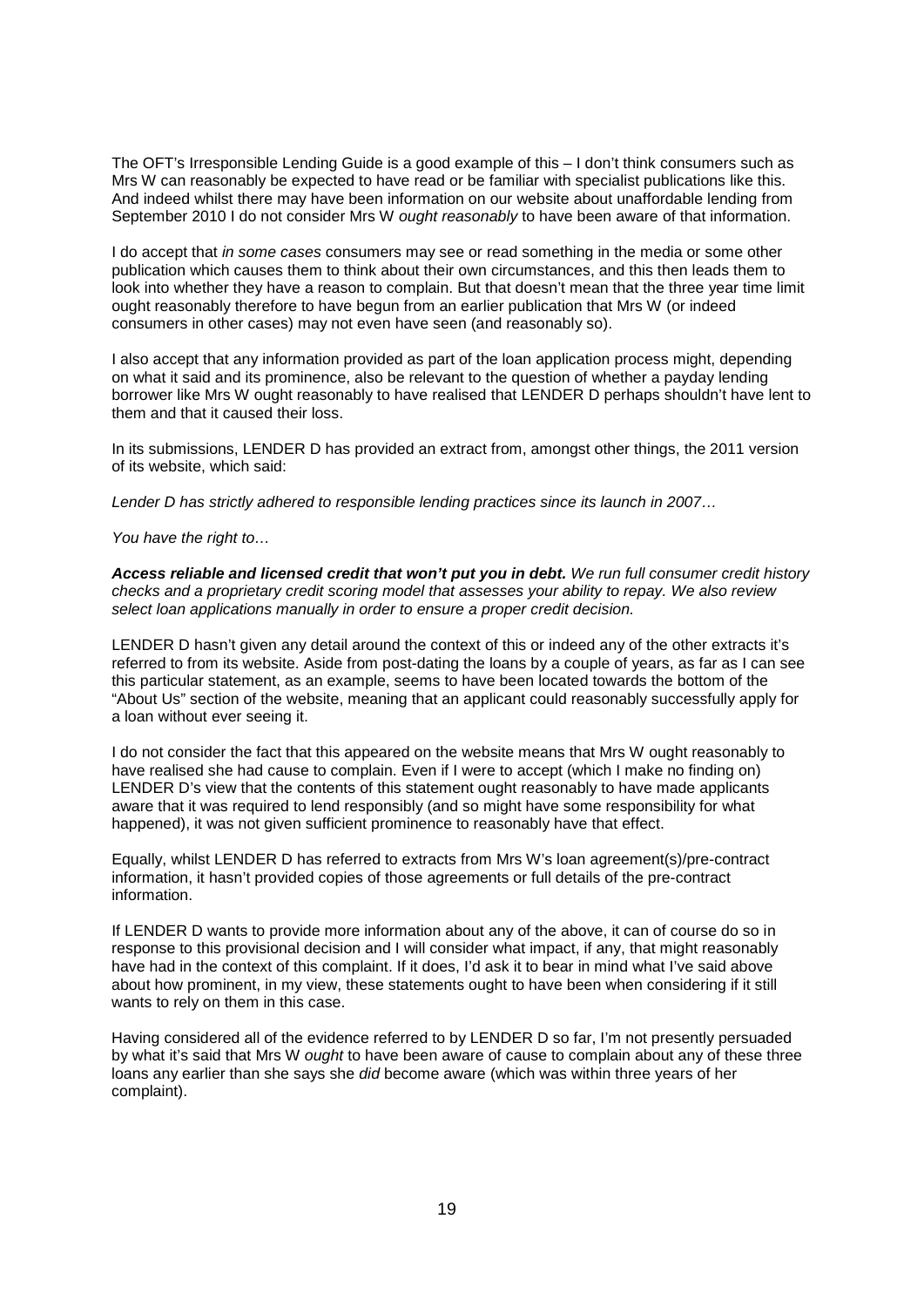The OFT's Irresponsible Lending Guide is a good example of this – I don't think consumers such as Mrs W can reasonably be expected to have read or be familiar with specialist publications like this. And indeed whilst there may have been information on our website about unaffordable lending from September 2010 I do not consider Mrs W *ought reasonably* to have been aware of that information.

I do accept that *in some cases* consumers may see or read something in the media or some other publication which causes them to think about their own circumstances, and this then leads them to look into whether they have a reason to complain. But that doesn't mean that the three year time limit ought reasonably therefore to have begun from an earlier publication that Mrs W (or indeed consumers in other cases) may not even have seen (and reasonably so).

I also accept that any information provided as part of the loan application process might, depending on what it said and its prominence, also be relevant to the question of whether a payday lending borrower like Mrs W ought reasonably to have realised that LENDER D perhaps shouldn't have lent to them and that it caused their loss.

In its submissions, LENDER D has provided an extract from, amongst other things, the 2011 version of its website, which said:

*Lender D has strictly adhered to responsible lending practices since its launch in 2007…*

*You have the right to…*

***Access reliable and licensed credit that won't put you in debt.*** *We run full consumer credit history checks and a proprietary credit scoring model that assesses your ability to repay. We also review select loan applications manually in order to ensure a proper credit decision.*

LENDER D hasn't given any detail around the context of this or indeed any of the other extracts it's referred to from its website. Aside from post-dating the loans by a couple of years, as far as I can see this particular statement, as an example, seems to have been located towards the bottom of the "About Us" section of the website, meaning that an applicant could reasonably successfully apply for a loan without ever seeing it.

I do not consider the fact that this appeared on the website means that Mrs W ought reasonably to have realised she had cause to complain. Even if I were to accept (which I make no finding on) LENDER D's view that the contents of this statement ought reasonably to have made applicants aware that it was required to lend responsibly (and so might have some responsibility for what happened), it was not given sufficient prominence to reasonably have that effect.

Equally, whilst LENDER D has referred to extracts from Mrs W's loan agreement(s)/pre-contract information, it hasn't provided copies of those agreements or full details of the pre-contract information.

If LENDER D wants to provide more information about any of the above, it can of course do so in response to this provisional decision and I will consider what impact, if any, that might reasonably have had in the context of this complaint. If it does, I'd ask it to bear in mind what I've said above about how prominent, in my view, these statements ought to have been when considering if it still wants to rely on them in this case.

Having considered all of the evidence referred to by LENDER D so far, I'm not presently persuaded by what it's said that Mrs W *ought* to have been aware of cause to complain about any of these three loans any earlier than she says she *did* become aware (which was within three years of her complaint).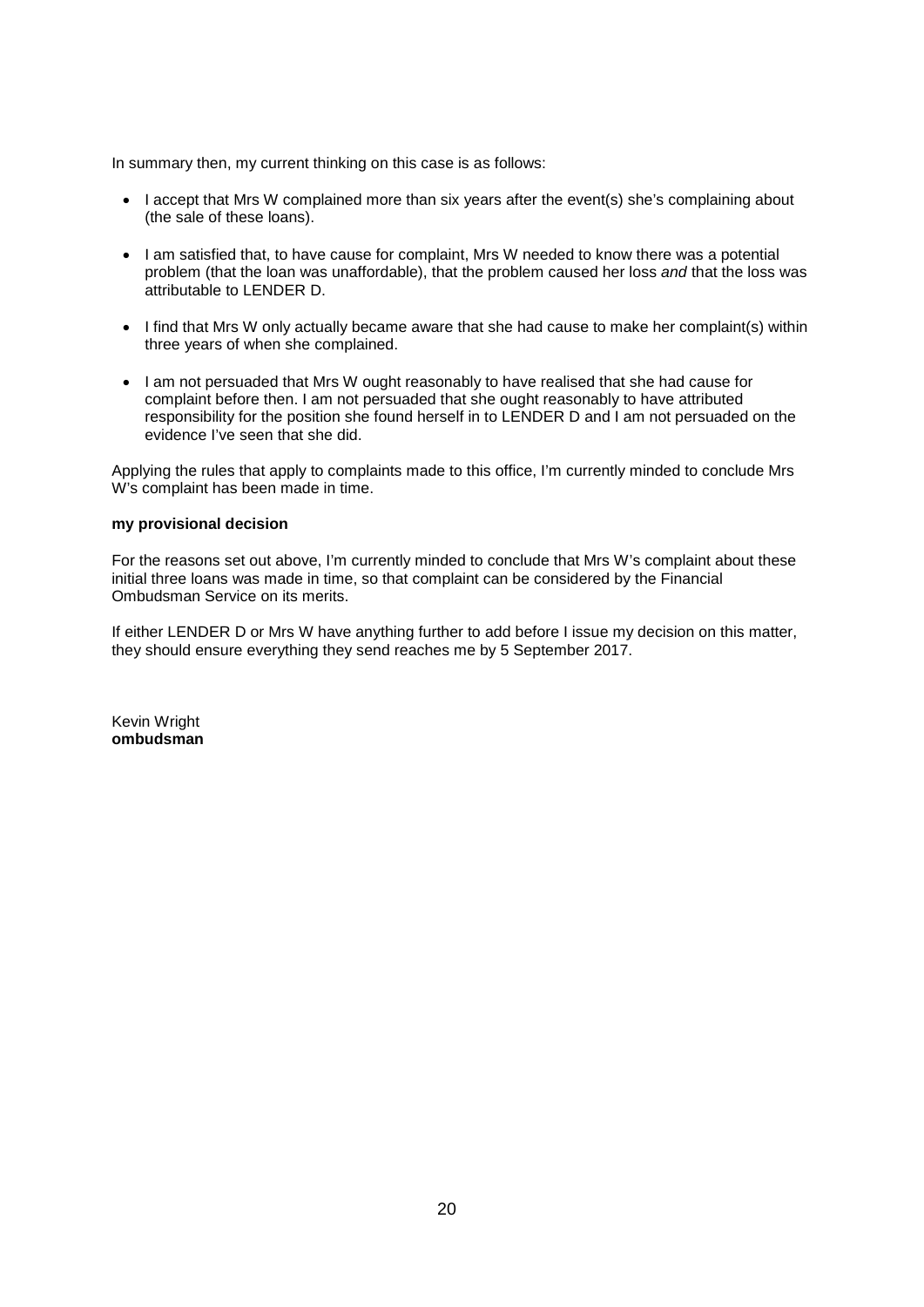In summary then, my current thinking on this case is as follows:

- I accept that Mrs W complained more than six years after the event(s) she's complaining about (the sale of these loans).
- I am satisfied that, to have cause for complaint, Mrs W needed to know there was a potential problem (that the loan was unaffordable), that the problem caused her loss *and* that the loss was attributable to LENDER D.
- I find that Mrs W only actually became aware that she had cause to make her complaint(s) within three years of when she complained.
- I am not persuaded that Mrs W ought reasonably to have realised that she had cause for complaint before then. I am not persuaded that she ought reasonably to have attributed responsibility for the position she found herself in to LENDER D and I am not persuaded on the evidence I've seen that she did.

Applying the rules that apply to complaints made to this office, I'm currently minded to conclude Mrs W's complaint has been made in time.

**my provisional decision**

For the reasons set out above, I'm currently minded to conclude that Mrs W's complaint about these initial three loans was made in time, so that complaint can be considered by the Financial Ombudsman Service on its merits.

If either LENDER D or Mrs W have anything further to add before I issue my decision on this matter, they should ensure everything they send reaches me by 5 September 2017.

Kevin Wright
**ombudsman**